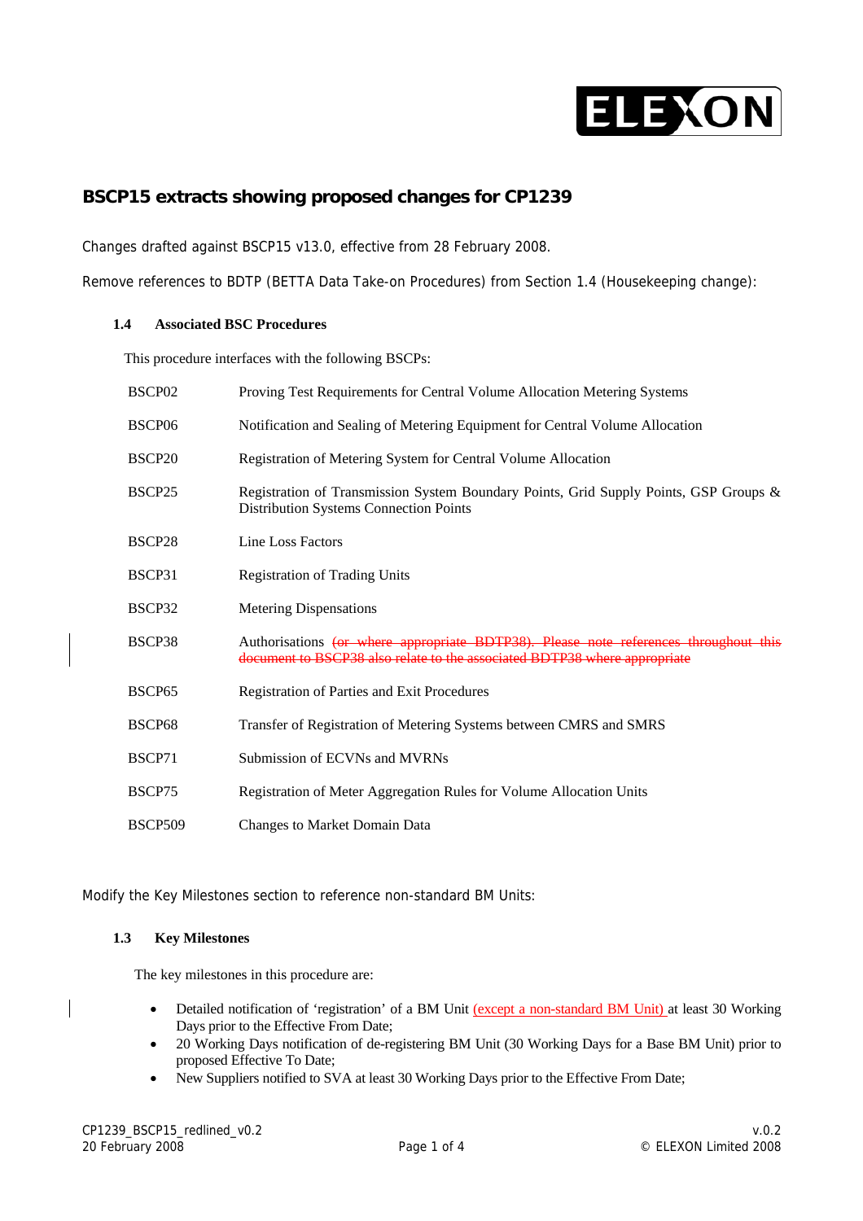## BSCP15 extracts showing proposed changes for CP1239

Changes drafted against BSCP15 v13.0, effective from 28 February 2008.

Remove references to BDTP (BETTA Data Take-on Procedures) from Section 1.4 (Housekeeping change):

### 1.4 Associated BSC Procedures

This procedure interfaces with the following BSCPs:

| | |
|---|---|
| BSCP02 | Proving Test Requirements for Central Volume Allocation Metering Systems |
| BSCP06 | Notification and Sealing of Metering Equipment for Central Volume Allocation |
| BSCP20 | Registration of Metering System for Central Volume Allocation |
| BSCP25 | Registration of Transmission System Boundary Points, Grid Supply Points, GSP Groups & Distribution Systems Connection Points |
| BSCP28 | Line Loss Factors |
| BSCP31 | Registration of Trading Units |
| BSCP32 | Metering Dispensations |
| BSCP38 | Authorisations ~~(or where appropriate BDTP38). Please note references throughout this document to BSCP38 also relate to the associated BDTP38 where appropriate~~ |
| BSCP65 | Registration of Parties and Exit Procedures |
| BSCP68 | Transfer of Registration of Metering Systems between CMRS and SMRS |
| BSCP71 | Submission of ECVNs and MVRNs |
| BSCP75 | Registration of Meter Aggregation Rules for Volume Allocation Units |
| BSCP509 | Changes to Market Domain Data |

Modify the Key Milestones section to reference non-standard BM Units:

### 1.3 Key Milestones

The key milestones in this procedure are:

- Detailed notification of 'registration' of a BM Unit (except a non-standard BM Unit) at least 30 Working Days prior to the Effective From Date;
- 20 Working Days notification of de-registering BM Unit (30 Working Days for a Base BM Unit) prior to proposed Effective To Date;
- New Suppliers notified to SVA at least 30 Working Days prior to the Effective From Date;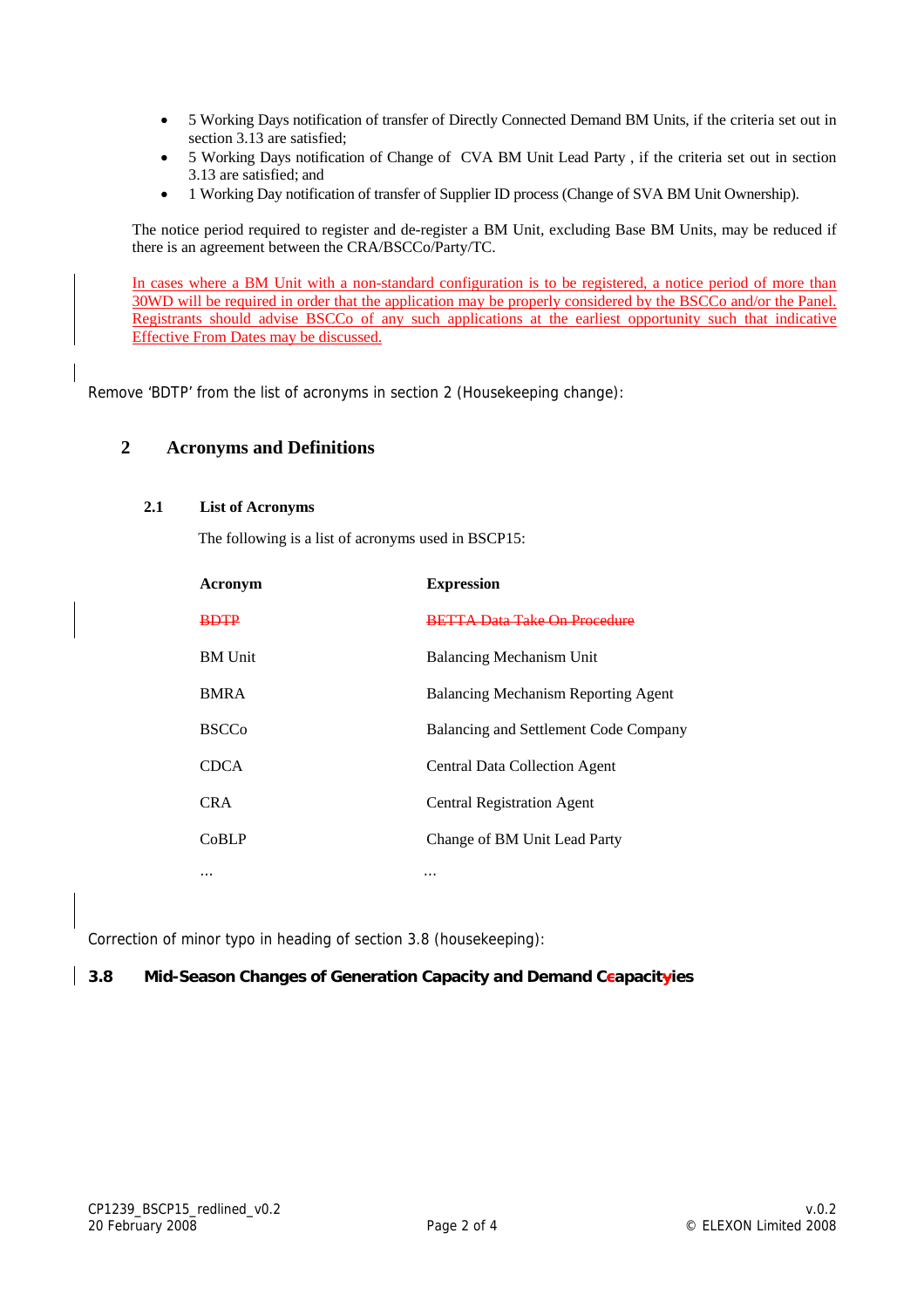- 5 Working Days notification of transfer of Directly Connected Demand BM Units, if the criteria set out in section 3.13 are satisfied;
- 5 Working Days notification of Change of CVA BM Unit Lead Party , if the criteria set out in section 3.13 are satisfied; and
- 1 Working Day notification of transfer of Supplier ID process (Change of SVA BM Unit Ownership).

The notice period required to register and de-register a BM Unit, excluding Base BM Units, may be reduced if there is an agreement between the CRA/BSCCo/Party/TC.

In cases where a BM Unit with a non-standard configuration is to be registered, a notice period of more than 30WD will be required in order that the application may be properly considered by the BSCCo and/or the Panel. Registrants should advise BSCCo of any such applications at the earliest opportunity such that indicative Effective From Dates may be discussed.

Remove 'BDTP' from the list of acronyms in section 2 (Housekeeping change):

## 2 Acronyms and Definitions

### 2.1 List of Acronyms

The following is a list of acronyms used in BSCP15:

| Acronym | Expression |
|---|---|
| ~~BDTP~~ | ~~BETTA Data Take On Procedure~~ |
| BM Unit | Balancing Mechanism Unit |
| BMRA | Balancing Mechanism Reporting Agent |
| BSCCo | Balancing and Settlement Code Company |
| CDCA | Central Data Collection Agent |
| CRA | Central Registration Agent |
| CoBLP | Change of BM Unit Lead Party |
| … | … |

Correction of minor typo in heading of section 3.8 (housekeeping):

### 3.8 Mid-Season Changes of Generation Capacity and Demand C~~c~~apacit~~y~~ies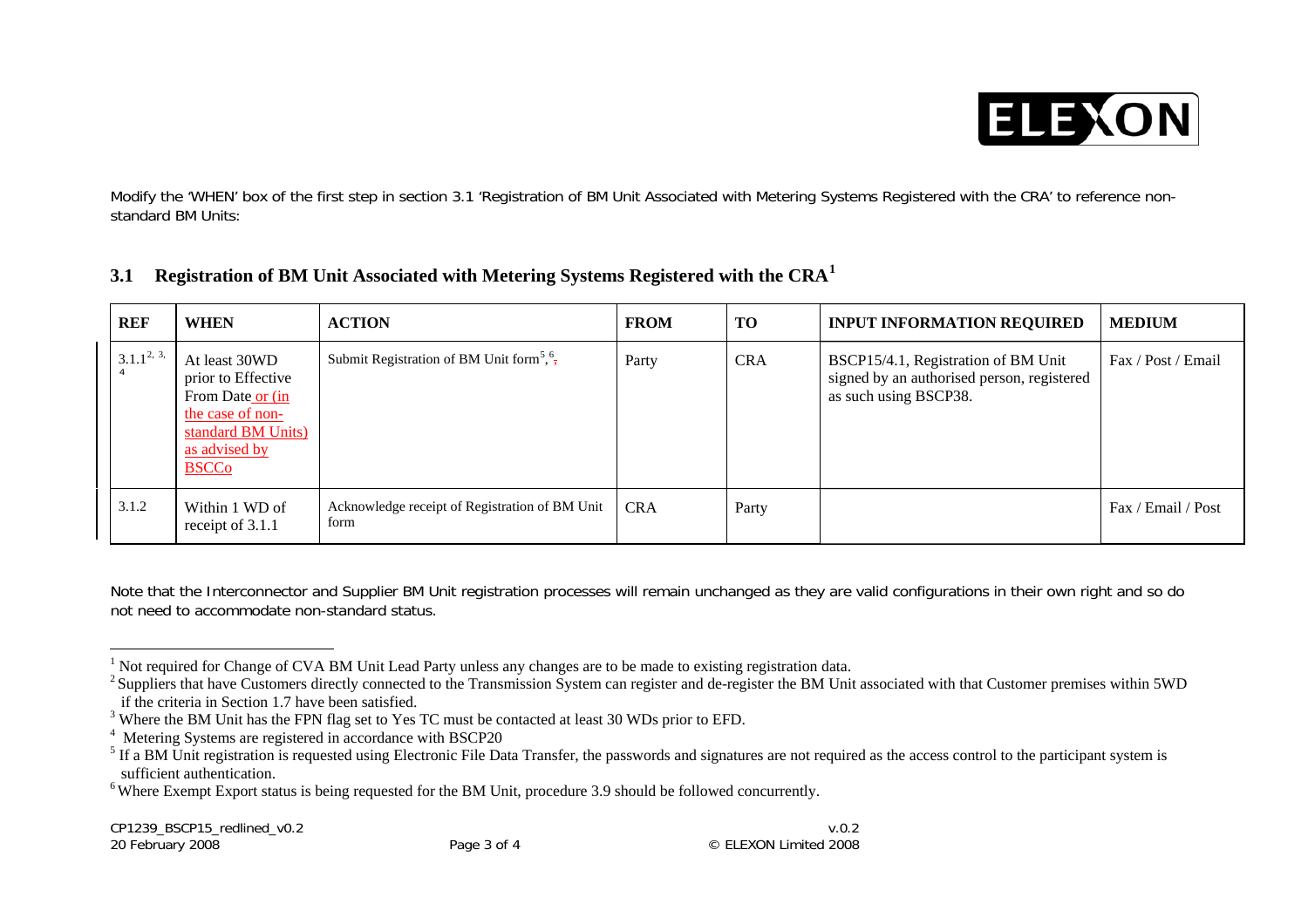Modify the 'WHEN' box of the first step in section 3.1 'Registration of BM Unit Associated with Metering Systems Registered with the CRA' to reference non-standard BM Units:

## 3.1 Registration of BM Unit Associated with Metering Systems Registered with the CRA[1]

| REF | WHEN | ACTION | FROM | TO | INPUT INFORMATION REQUIRED | MEDIUM |
|---|---|---|---|---|---|---|
| 3.1.1[2, 3, 4] | At least 30WD prior to Effective From Date or (in the case of non-standard BM Units) as advised by BSCCo | Submit Registration of BM Unit form[5],[6], | Party | CRA | BSCP15/4.1, Registration of BM Unit signed by an authorised person, registered as such using BSCP38. | Fax / Post / Email |
| 3.1.2 | Within 1 WD of receipt of 3.1.1 | Acknowledge receipt of Registration of BM Unit form | CRA | Party | | Fax / Email / Post |

Note that the Interconnector and Supplier BM Unit registration processes will remain unchanged as they are valid configurations in their own right and so do not need to accommodate non-standard status.

[1] Not required for Change of CVA BM Unit Lead Party unless any changes are to be made to existing registration data.

[2] Suppliers that have Customers directly connected to the Transmission System can register and de-register the BM Unit associated with that Customer premises within 5WD if the criteria in Section 1.7 have been satisfied.

[3] Where the BM Unit has the FPN flag set to Yes TC must be contacted at least 30 WDs prior to EFD.

[4] Metering Systems are registered in accordance with BSCP20

[5] If a BM Unit registration is requested using Electronic File Data Transfer, the passwords and signatures are not required as the access control to the participant system is sufficient authentication.

[6] Where Exempt Export status is being requested for the BM Unit, procedure 3.9 should be followed concurrently.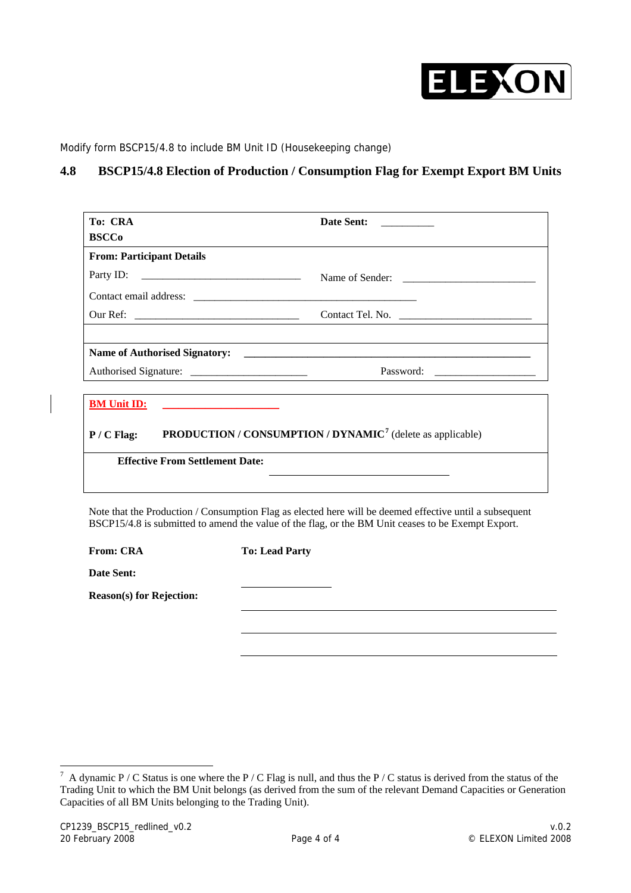Modify form BSCP15/4.8 to include BM Unit ID (Housekeeping change)

## 4.8 BSCP15/4.8 Election of Production / Consumption Flag for Exempt Export BM Units

| | |
|---|---|
| **To: CRA**<br>**BSCCo** | **Date Sent:** __________ |
| **From: Participant Details** | |
| Party ID: ______________________________ | Name of Sender: _________________________ |
| Contact email address: ___________________________________________ | |
| Our Ref: _______________________________ | Contact Tel. No. _________________________ |
| | |
| **Name of Authorised Signatory:** _______________________________________________________ | |
| Authorised Signature: ______________________ | Password: ___________________ |

| |
|---|
| **BM Unit ID:** ______________________ |
| **P / C Flag:** **PRODUCTION / CONSUMPTION / DYNAMIC**[7] (delete as applicable) |
| **Effective From Settlement Date:** ___________________________________ |

Note that the Production / Consumption Flag as elected here will be deemed effective until a subsequent BSCP15/4.8 is submitted to amend the value of the flag, or the BM Unit ceases to be Exempt Export.

**From: CRA** **To: Lead Party**

**Date Sent:** _________________

**Reason(s) for Rejection:** ____________________________________________________________

____________________________________________________________

____________________________________________________________

[7] A dynamic P / C Status is one where the P / C Flag is null, and thus the P / C status is derived from the status of the Trading Unit to which the BM Unit belongs (as derived from the sum of the relevant Demand Capacities or Generation Capacities of all BM Units belonging to the Trading Unit).